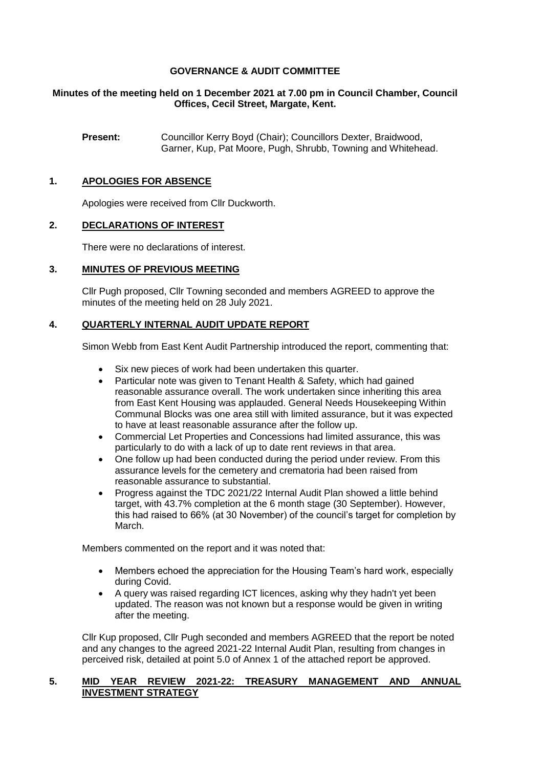# GOVERNANCE & AUDIT COMMITTEE

**Minutes of the meeting held on 1 December 2021 at 7.00 pm in Council Chamber, Council Offices, Cecil Street, Margate, Kent.**

**Present:** Councillor Kerry Boyd (Chair); Councillors Dexter, Braidwood, Garner, Kup, Pat Moore, Pugh, Shrubb, Towning and Whitehead.

## 1. APOLOGIES FOR ABSENCE

Apologies were received from Cllr Duckworth.

## 2. DECLARATIONS OF INTEREST

There were no declarations of interest.

## 3. MINUTES OF PREVIOUS MEETING

Cllr Pugh proposed, Cllr Towning seconded and members AGREED to approve the minutes of the meeting held on 28 July 2021.

## 4. QUARTERLY INTERNAL AUDIT UPDATE REPORT

Simon Webb from East Kent Audit Partnership introduced the report, commenting that:

- Six new pieces of work had been undertaken this quarter.
- Particular note was given to Tenant Health & Safety, which had gained reasonable assurance overall. The work undertaken since inheriting this area from East Kent Housing was applauded. General Needs Housekeeping Within Communal Blocks was one area still with limited assurance, but it was expected to have at least reasonable assurance after the follow up.
- Commercial Let Properties and Concessions had limited assurance, this was particularly to do with a lack of up to date rent reviews in that area.
- One follow up had been conducted during the period under review. From this assurance levels for the cemetery and crematoria had been raised from reasonable assurance to substantial.
- Progress against the TDC 2021/22 Internal Audit Plan showed a little behind target, with 43.7% completion at the 6 month stage (30 September). However, this had raised to 66% (at 30 November) of the council's target for completion by March.

Members commented on the report and it was noted that:

- Members echoed the appreciation for the Housing Team's hard work, especially during Covid.
- A query was raised regarding ICT licences, asking why they hadn't yet been updated. The reason was not known but a response would be given in writing after the meeting.

Cllr Kup proposed, Cllr Pugh seconded and members AGREED that the report be noted and any changes to the agreed 2021-22 Internal Audit Plan, resulting from changes in perceived risk, detailed at point 5.0 of Annex 1 of the attached report be approved.

## 5. MID YEAR REVIEW 2021-22: TREASURY MANAGEMENT AND ANNUAL INVESTMENT STRATEGY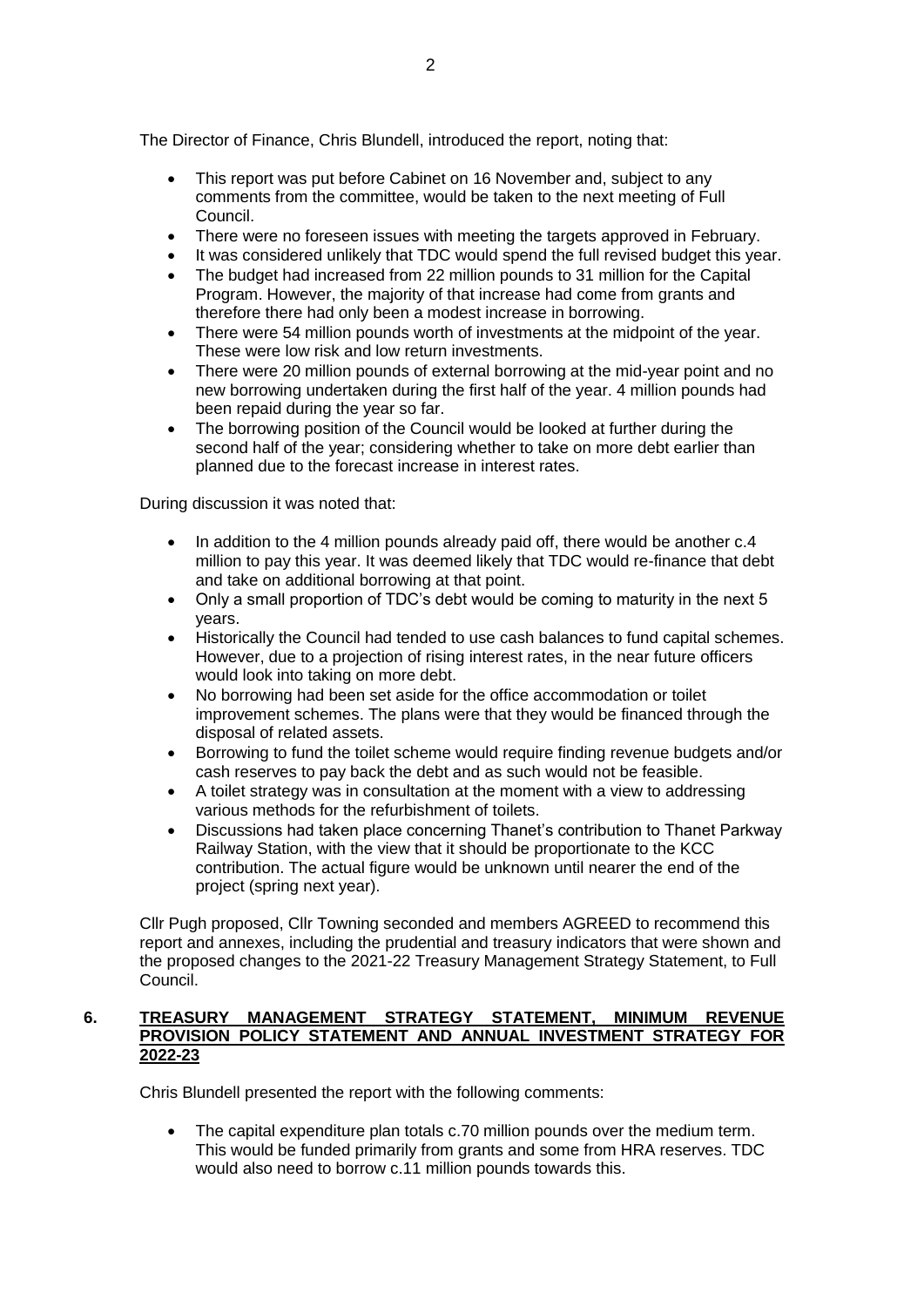The Director of Finance, Chris Blundell, introduced the report, noting that:

- This report was put before Cabinet on 16 November and, subject to any comments from the committee, would be taken to the next meeting of Full Council.
- There were no foreseen issues with meeting the targets approved in February.
- It was considered unlikely that TDC would spend the full revised budget this year.
- The budget had increased from 22 million pounds to 31 million for the Capital Program. However, the majority of that increase had come from grants and therefore there had only been a modest increase in borrowing.
- There were 54 million pounds worth of investments at the midpoint of the year. These were low risk and low return investments.
- There were 20 million pounds of external borrowing at the mid-year point and no new borrowing undertaken during the first half of the year. 4 million pounds had been repaid during the year so far.
- The borrowing position of the Council would be looked at further during the second half of the year; considering whether to take on more debt earlier than planned due to the forecast increase in interest rates.

During discussion it was noted that:

- In addition to the 4 million pounds already paid off, there would be another c.4 million to pay this year. It was deemed likely that TDC would re-finance that debt and take on additional borrowing at that point.
- Only a small proportion of TDC's debt would be coming to maturity in the next 5 years.
- Historically the Council had tended to use cash balances to fund capital schemes. However, due to a projection of rising interest rates, in the near future officers would look into taking on more debt.
- No borrowing had been set aside for the office accommodation or toilet improvement schemes. The plans were that they would be financed through the disposal of related assets.
- Borrowing to fund the toilet scheme would require finding revenue budgets and/or cash reserves to pay back the debt and as such would not be feasible.
- A toilet strategy was in consultation at the moment with a view to addressing various methods for the refurbishment of toilets.
- Discussions had taken place concerning Thanet's contribution to Thanet Parkway Railway Station, with the view that it should be proportionate to the KCC contribution. The actual figure would be unknown until nearer the end of the project (spring next year).

Cllr Pugh proposed, Cllr Towning seconded and members AGREED to recommend this report and annexes, including the prudential and treasury indicators that were shown and the proposed changes to the 2021-22 Treasury Management Strategy Statement, to Full Council.

## 6. TREASURY MANAGEMENT STRATEGY STATEMENT, MINIMUM REVENUE PROVISION POLICY STATEMENT AND ANNUAL INVESTMENT STRATEGY FOR 2022-23

Chris Blundell presented the report with the following comments:

- The capital expenditure plan totals c.70 million pounds over the medium term. This would be funded primarily from grants and some from HRA reserves. TDC would also need to borrow c.11 million pounds towards this.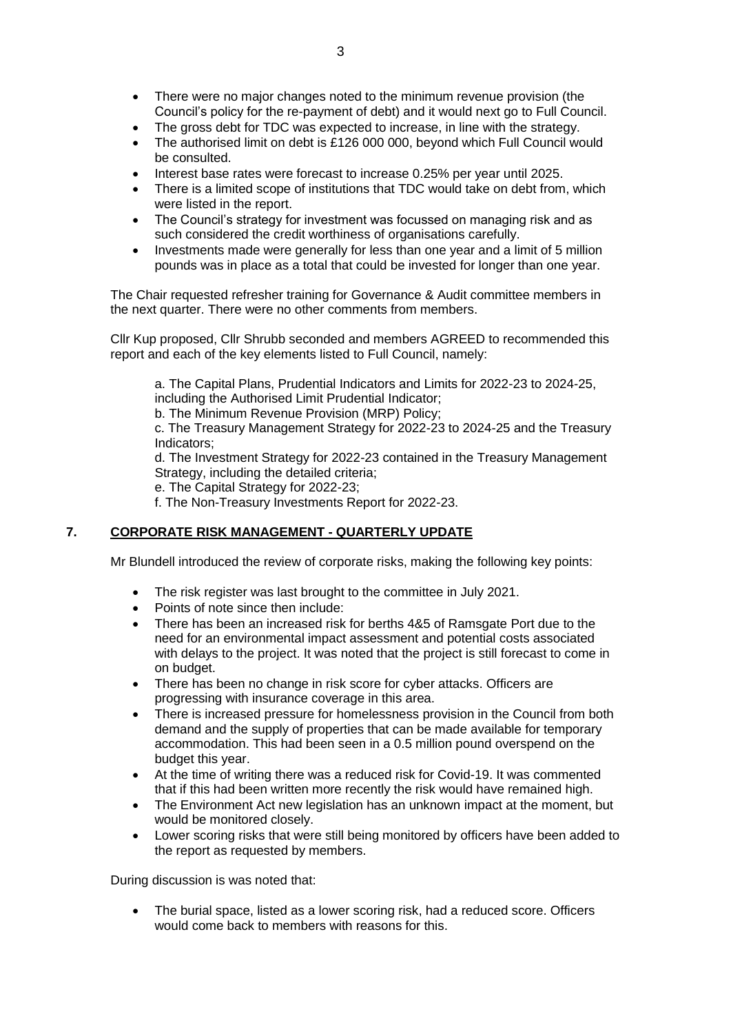- There were no major changes noted to the minimum revenue provision (the Council's policy for the re-payment of debt) and it would next go to Full Council.
- The gross debt for TDC was expected to increase, in line with the strategy.
- The authorised limit on debt is £126 000 000, beyond which Full Council would be consulted.
- Interest base rates were forecast to increase 0.25% per year until 2025.
- There is a limited scope of institutions that TDC would take on debt from, which were listed in the report.
- The Council's strategy for investment was focussed on managing risk and as such considered the credit worthiness of organisations carefully.
- Investments made were generally for less than one year and a limit of 5 million pounds was in place as a total that could be invested for longer than one year.

The Chair requested refresher training for Governance & Audit committee members in the next quarter. There were no other comments from members.

Cllr Kup proposed, Cllr Shrubb seconded and members AGREED to recommended this report and each of the key elements listed to Full Council, namely:

a. The Capital Plans, Prudential Indicators and Limits for 2022-23 to 2024-25, including the Authorised Limit Prudential Indicator;
b. The Minimum Revenue Provision (MRP) Policy;
c. The Treasury Management Strategy for 2022-23 to 2024-25 and the Treasury Indicators;
d. The Investment Strategy for 2022-23 contained in the Treasury Management Strategy, including the detailed criteria;
e. The Capital Strategy for 2022-23;
f. The Non-Treasury Investments Report for 2022-23.

## 7. CORPORATE RISK MANAGEMENT - QUARTERLY UPDATE

Mr Blundell introduced the review of corporate risks, making the following key points:

- The risk register was last brought to the committee in July 2021.
- Points of note since then include:
- There has been an increased risk for berths 4&5 of Ramsgate Port due to the need for an environmental impact assessment and potential costs associated with delays to the project. It was noted that the project is still forecast to come in on budget.
- There has been no change in risk score for cyber attacks. Officers are progressing with insurance coverage in this area.
- There is increased pressure for homelessness provision in the Council from both demand and the supply of properties that can be made available for temporary accommodation. This had been seen in a 0.5 million pound overspend on the budget this year.
- At the time of writing there was a reduced risk for Covid-19. It was commented that if this had been written more recently the risk would have remained high.
- The Environment Act new legislation has an unknown impact at the moment, but would be monitored closely.
- Lower scoring risks that were still being monitored by officers have been added to the report as requested by members.

During discussion is was noted that:

- The burial space, listed as a lower scoring risk, had a reduced score. Officers would come back to members with reasons for this.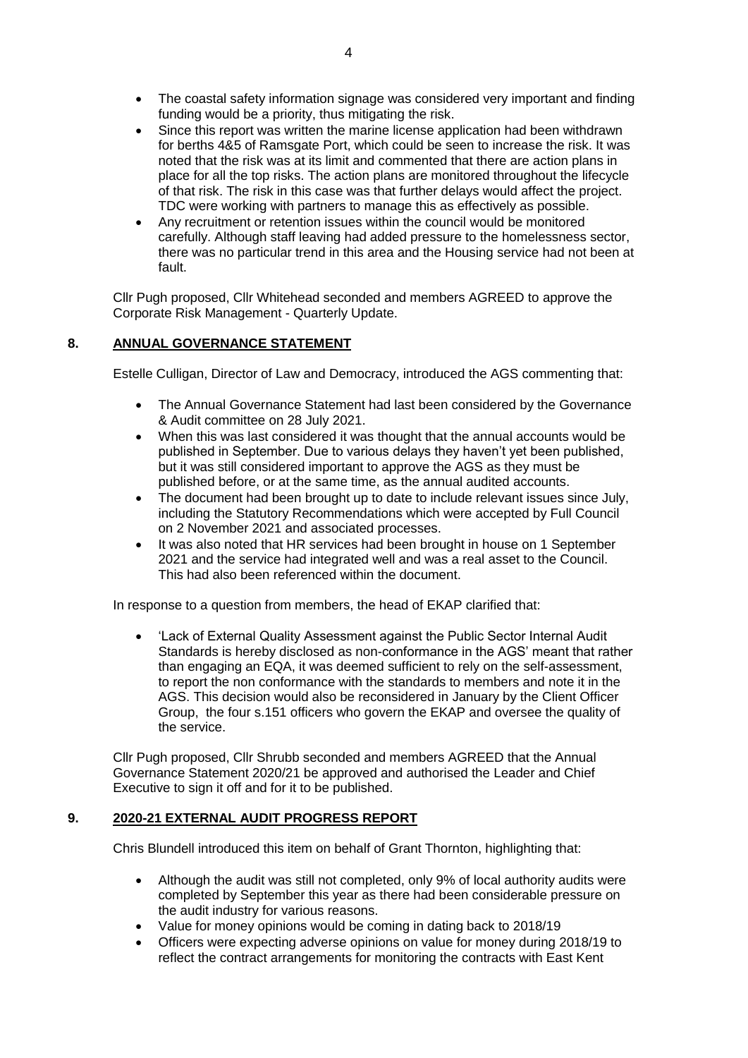- The coastal safety information signage was considered very important and finding funding would be a priority, thus mitigating the risk.
- Since this report was written the marine license application had been withdrawn for berths 4&5 of Ramsgate Port, which could be seen to increase the risk. It was noted that the risk was at its limit and commented that there are action plans in place for all the top risks. The action plans are monitored throughout the lifecycle of that risk. The risk in this case was that further delays would affect the project. TDC were working with partners to manage this as effectively as possible.
- Any recruitment or retention issues within the council would be monitored carefully. Although staff leaving had added pressure to the homelessness sector, there was no particular trend in this area and the Housing service had not been at fault.

Cllr Pugh proposed, Cllr Whitehead seconded and members AGREED to approve the Corporate Risk Management - Quarterly Update.

## 8. ANNUAL GOVERNANCE STATEMENT

Estelle Culligan, Director of Law and Democracy, introduced the AGS commenting that:

- The Annual Governance Statement had last been considered by the Governance & Audit committee on 28 July 2021.
- When this was last considered it was thought that the annual accounts would be published in September. Due to various delays they haven't yet been published, but it was still considered important to approve the AGS as they must be published before, or at the same time, as the annual audited accounts.
- The document had been brought up to date to include relevant issues since July, including the Statutory Recommendations which were accepted by Full Council on 2 November 2021 and associated processes.
- It was also noted that HR services had been brought in house on 1 September 2021 and the service had integrated well and was a real asset to the Council. This had also been referenced within the document.

In response to a question from members, the head of EKAP clarified that:

- 'Lack of External Quality Assessment against the Public Sector Internal Audit Standards is hereby disclosed as non-conformance in the AGS' meant that rather than engaging an EQA, it was deemed sufficient to rely on the self-assessment, to report the non conformance with the standards to members and note it in the AGS. This decision would also be reconsidered in January by the Client Officer Group, the four s.151 officers who govern the EKAP and oversee the quality of the service.

Cllr Pugh proposed, Cllr Shrubb seconded and members AGREED that the Annual Governance Statement 2020/21 be approved and authorised the Leader and Chief Executive to sign it off and for it to be published.

## 9. 2020-21 EXTERNAL AUDIT PROGRESS REPORT

Chris Blundell introduced this item on behalf of Grant Thornton, highlighting that:

- Although the audit was still not completed, only 9% of local authority audits were completed by September this year as there had been considerable pressure on the audit industry for various reasons.
- Value for money opinions would be coming in dating back to 2018/19
- Officers were expecting adverse opinions on value for money during 2018/19 to reflect the contract arrangements for monitoring the contracts with East Kent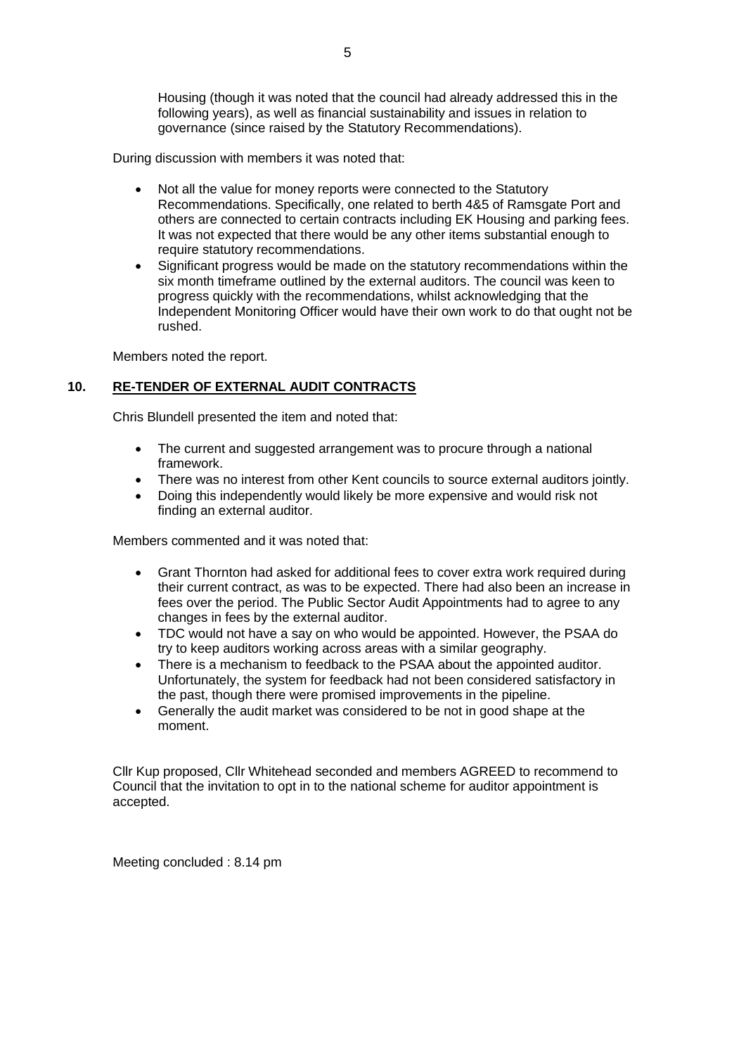Housing (though it was noted that the council had already addressed this in the following years), as well as financial sustainability and issues in relation to governance (since raised by the Statutory Recommendations).

During discussion with members it was noted that:

- Not all the value for money reports were connected to the Statutory Recommendations. Specifically, one related to berth 4&5 of Ramsgate Port and others are connected to certain contracts including EK Housing and parking fees. It was not expected that there would be any other items substantial enough to require statutory recommendations.
- Significant progress would be made on the statutory recommendations within the six month timeframe outlined by the external auditors. The council was keen to progress quickly with the recommendations, whilst acknowledging that the Independent Monitoring Officer would have their own work to do that ought not be rushed.

Members noted the report.

## 10. RE-TENDER OF EXTERNAL AUDIT CONTRACTS

Chris Blundell presented the item and noted that:

- The current and suggested arrangement was to procure through a national framework.
- There was no interest from other Kent councils to source external auditors jointly.
- Doing this independently would likely be more expensive and would risk not finding an external auditor.

Members commented and it was noted that:

- Grant Thornton had asked for additional fees to cover extra work required during their current contract, as was to be expected. There had also been an increase in fees over the period. The Public Sector Audit Appointments had to agree to any changes in fees by the external auditor.
- TDC would not have a say on who would be appointed. However, the PSAA do try to keep auditors working across areas with a similar geography.
- There is a mechanism to feedback to the PSAA about the appointed auditor. Unfortunately, the system for feedback had not been considered satisfactory in the past, though there were promised improvements in the pipeline.
- Generally the audit market was considered to be not in good shape at the moment.

Cllr Kup proposed, Cllr Whitehead seconded and members AGREED to recommend to Council that the invitation to opt in to the national scheme for auditor appointment is accepted.

Meeting concluded : 8.14 pm